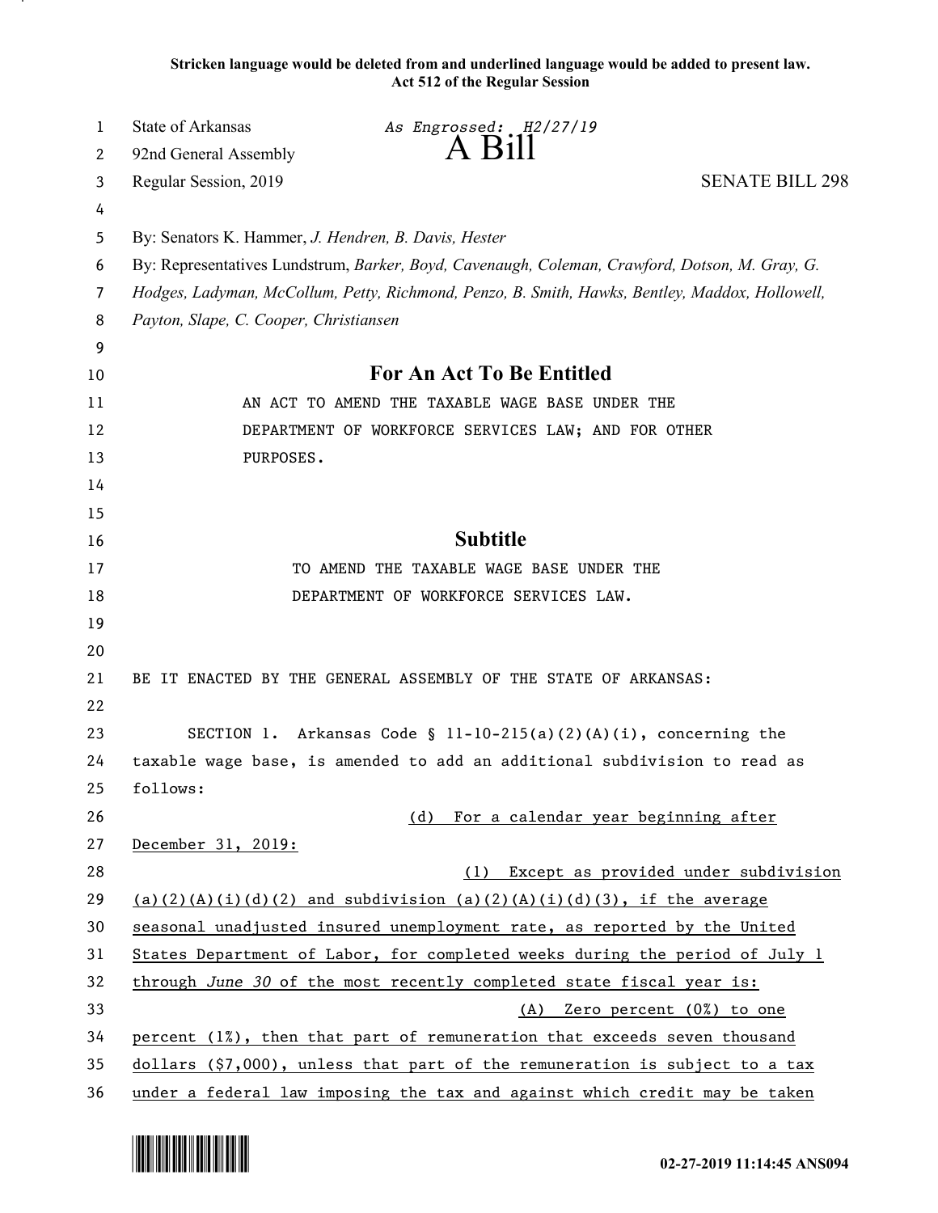**Stricken language would be deleted from and underlined language would be added to present law.**
**Act 512 of the Regular Session**

State of Arkansas
92nd General Assembly
Regular Session, 2019

*As Engrossed: H2/27/19*

# A Bill

SENATE BILL 298

By: Senators K. Hammer, *J. Hendren, B. Davis, Hester*
By: Representatives Lundstrum, *Barker, Boyd, Cavenaugh, Coleman, Crawford, Dotson, M. Gray, G. Hodges, Ladyman, McCollum, Petty, Richmond, Penzo, B. Smith, Hawks, Bentley, Maddox, Hollowell, Payton, Slape, C. Cooper, Christiansen*

## For An Act To Be Entitled

AN ACT TO AMEND THE TAXABLE WAGE BASE UNDER THE DEPARTMENT OF WORKFORCE SERVICES LAW; AND FOR OTHER PURPOSES.

## Subtitle

TO AMEND THE TAXABLE WAGE BASE UNDER THE DEPARTMENT OF WORKFORCE SERVICES LAW.

BE IT ENACTED BY THE GENERAL ASSEMBLY OF THE STATE OF ARKANSAS:

SECTION 1. Arkansas Code § 11-10-215(a)(2)(A)(i), concerning the taxable wage base, is amended to add an additional subdivision to read as follows:

<u>(d) For a calendar year beginning after December 31, 2019:</u>

<u>(1) Except as provided under subdivision (a)(2)(A)(i)(d)(2) and subdivision (a)(2)(A)(i)(d)(3), if the average seasonal unadjusted insured unemployment rate, as reported by the United States Department of Labor, for completed weeks during the period of July 1 through *June 30* of the most recently completed state fiscal year is:</u>

<u>(A) Zero percent (0%) to one percent (1%), then that part of remuneration that exceeds seven thousand dollars ($7,000), unless that part of the remuneration is subject to a tax under a federal law imposing the tax and against which credit may be taken</u>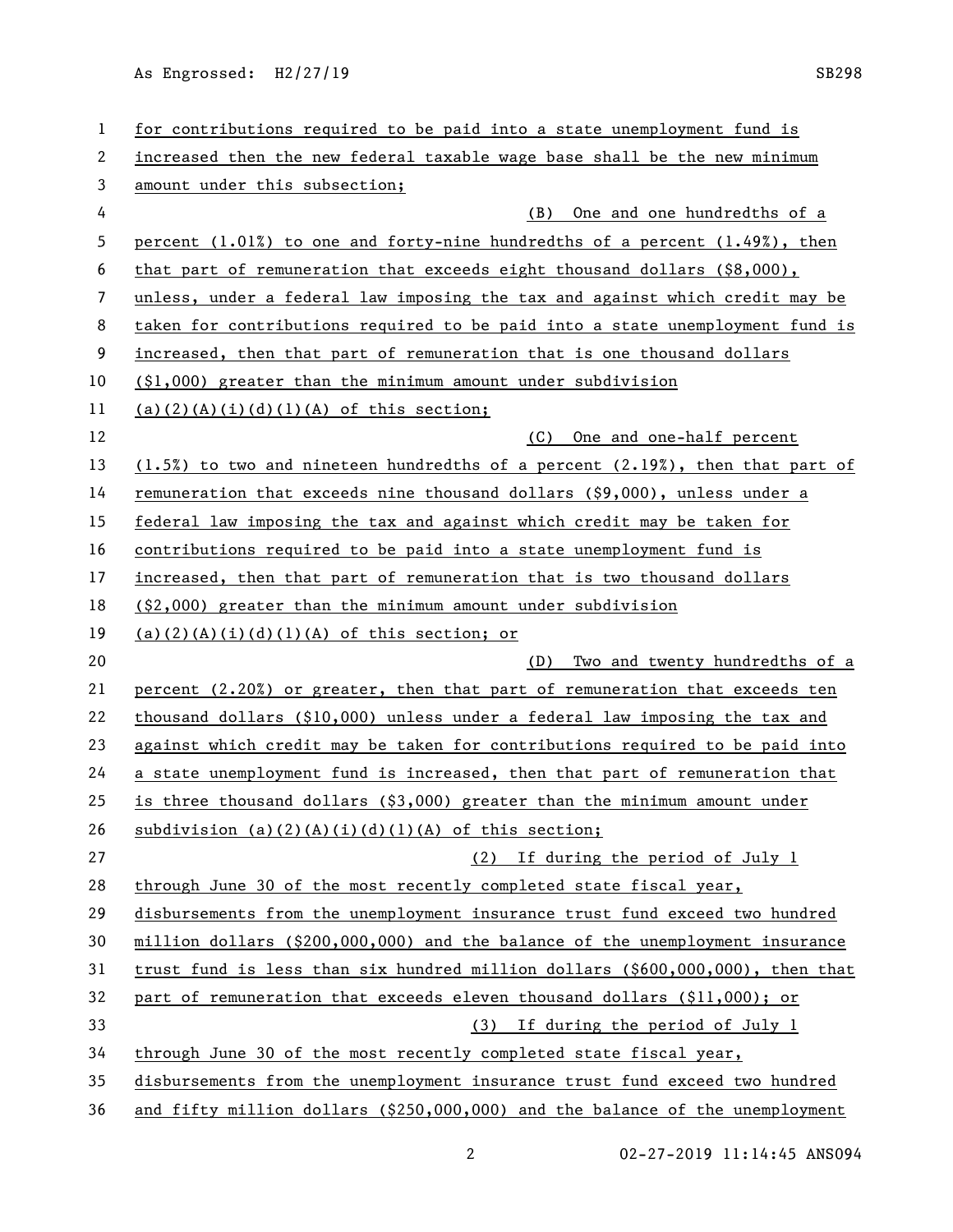for contributions required to be paid into a state unemployment fund is increased then the new federal taxable wage base shall be the new minimum amount under this subsection;

(B) One and one hundredths of a percent (1.01%) to one and forty-nine hundredths of a percent (1.49%), then that part of remuneration that exceeds eight thousand dollars ($8,000), unless, under a federal law imposing the tax and against which credit may be taken for contributions required to be paid into a state unemployment fund is increased, then that part of remuneration that is one thousand dollars ($1,000) greater than the minimum amount under subdivision (a)(2)(A)(i)(d)(1)(A) of this section;

(C) One and one-half percent (1.5%) to two and nineteen hundredths of a percent (2.19%), then that part of remuneration that exceeds nine thousand dollars ($9,000), unless under a federal law imposing the tax and against which credit may be taken for contributions required to be paid into a state unemployment fund is increased, then that part of remuneration that is two thousand dollars ($2,000) greater than the minimum amount under subdivision (a)(2)(A)(i)(d)(1)(A) of this section; or

(D) Two and twenty hundredths of a percent (2.20%) or greater, then that part of remuneration that exceeds ten thousand dollars ($10,000) unless under a federal law imposing the tax and against which credit may be taken for contributions required to be paid into a state unemployment fund is increased, then that part of remuneration that is three thousand dollars ($3,000) greater than the minimum amount under subdivision (a)(2)(A)(i)(d)(1)(A) of this section;

(2) If during the period of July 1 through June 30 of the most recently completed state fiscal year, disbursements from the unemployment insurance trust fund exceed two hundred million dollars ($200,000,000) and the balance of the unemployment insurance trust fund is less than six hundred million dollars ($600,000,000), then that part of remuneration that exceeds eleven thousand dollars ($11,000); or

(3) If during the period of July 1 through June 30 of the most recently completed state fiscal year, disbursements from the unemployment insurance trust fund exceed two hundred and fifty million dollars ($250,000,000) and the balance of the unemployment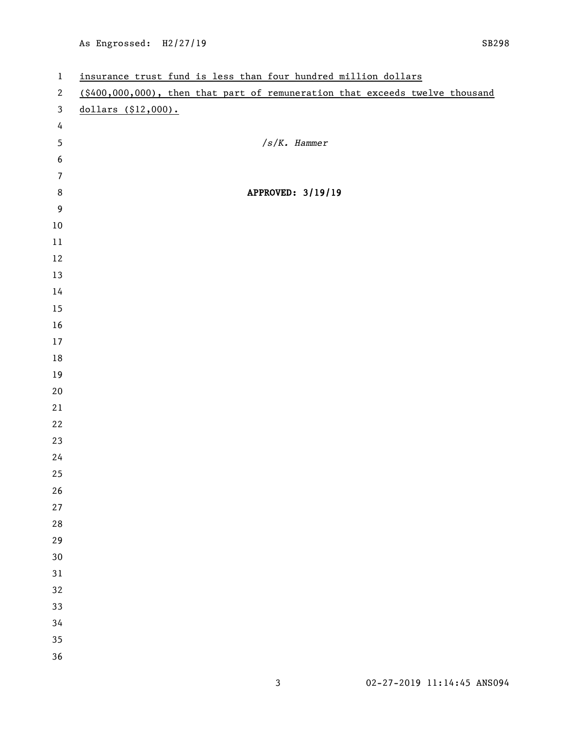insurance trust fund is less than four hundred million dollars ($400,000,000), then that part of remuneration that exceeds twelve thousand dollars ($12,000).

*/s/K. Hammer*

**APPROVED: 3/19/19**